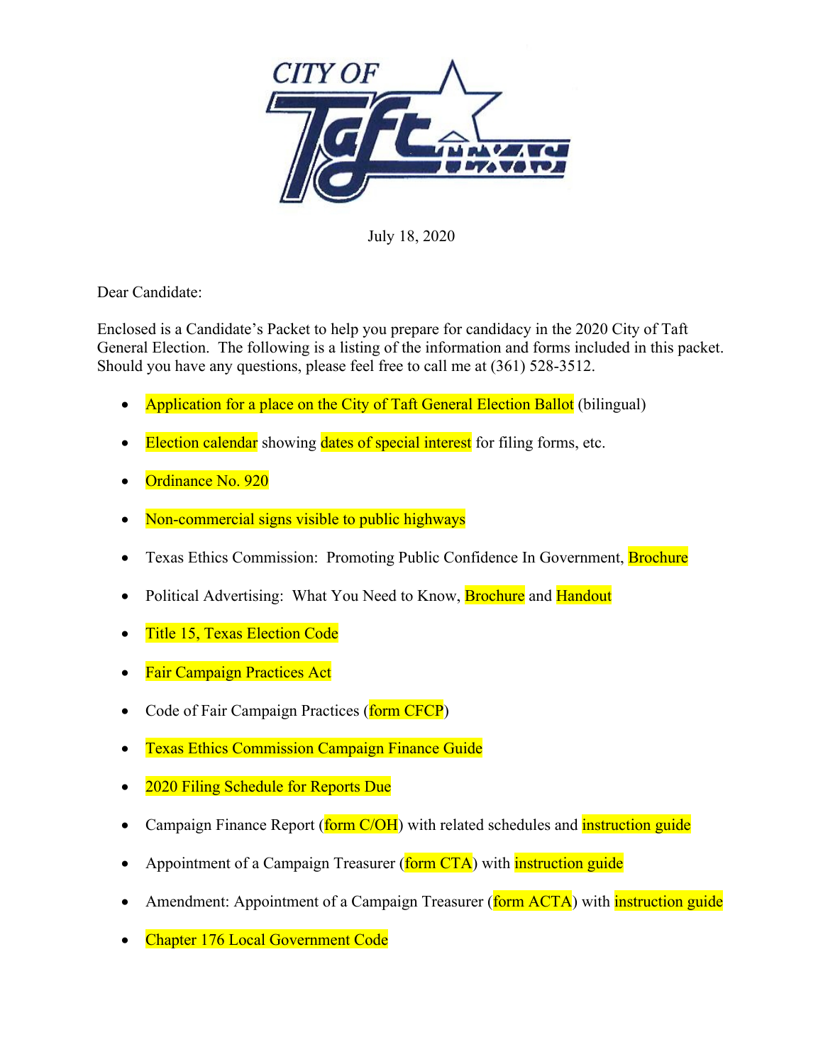CITY OF Taft TEXAS

July 18, 2020

Dear Candidate:

Enclosed is a Candidate's Packet to help you prepare for candidacy in the 2020 City of Taft General Election. The following is a listing of the information and forms included in this packet. Should you have any questions, please feel free to call me at (361) 528-3512.

- Application for a place on the City of Taft General Election Ballot (bilingual)
- Election calendar showing dates of special interest for filing forms, etc.
- Ordinance No. 920
- Non-commercial signs visible to public highways
- Texas Ethics Commission: Promoting Public Confidence In Government, Brochure
- Political Advertising: What You Need to Know, Brochure and Handout
- Title 15, Texas Election Code
- Fair Campaign Practices Act
- Code of Fair Campaign Practices (form CFCP)
- Texas Ethics Commission Campaign Finance Guide
- 2020 Filing Schedule for Reports Due
- Campaign Finance Report (form C/OH) with related schedules and instruction guide
- Appointment of a Campaign Treasurer (form CTA) with instruction guide
- Amendment: Appointment of a Campaign Treasurer (form ACTA) with instruction guide
- Chapter 176 Local Government Code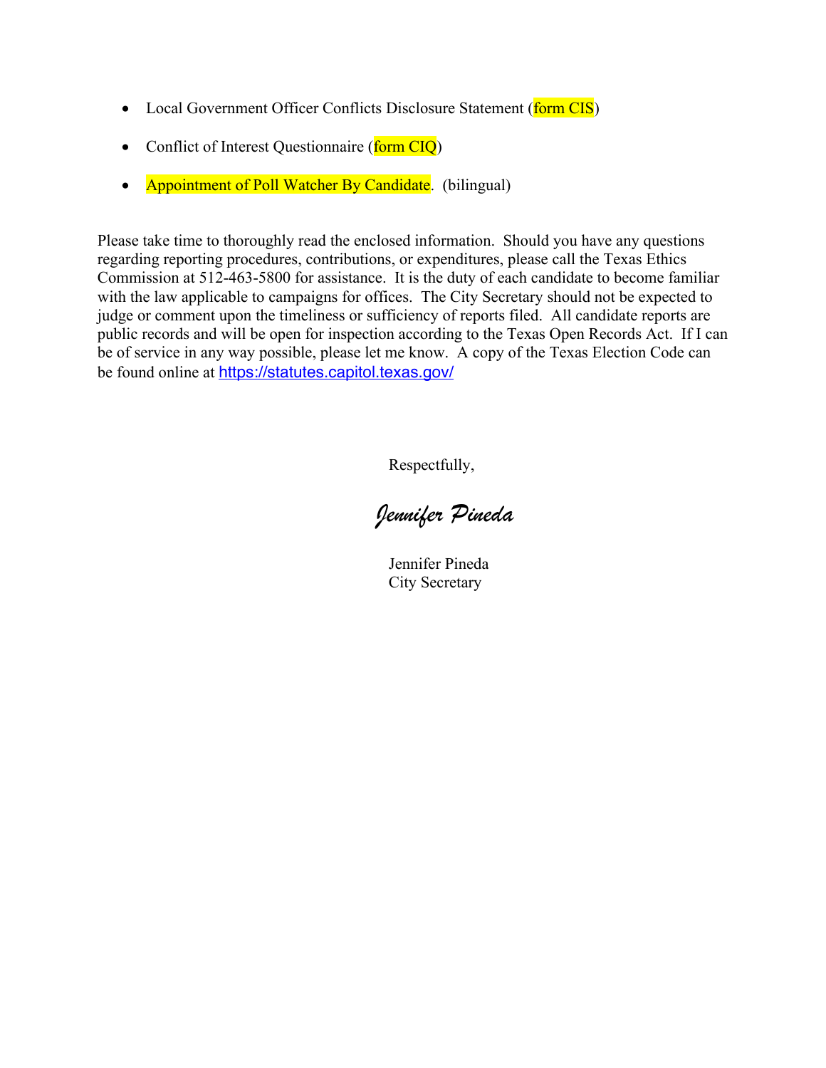- Local Government Officer Conflicts Disclosure Statement (form CIS)
- Conflict of Interest Questionnaire (form CIQ)
- Appointment of Poll Watcher By Candidate. (bilingual)

Please take time to thoroughly read the enclosed information. Should you have any questions regarding reporting procedures, contributions, or expenditures, please call the Texas Ethics Commission at 512-463-5800 for assistance. It is the duty of each candidate to become familiar with the law applicable to campaigns for offices. The City Secretary should not be expected to judge or comment upon the timeliness or sufficiency of reports filed. All candidate reports are public records and will be open for inspection according to the Texas Open Records Act. If I can be of service in any way possible, please let me know. A copy of the Texas Election Code can be found online at https://statutes.capitol.texas.gov/

Respectfully,

*Jennifer Pineda*

Jennifer Pineda
City Secretary